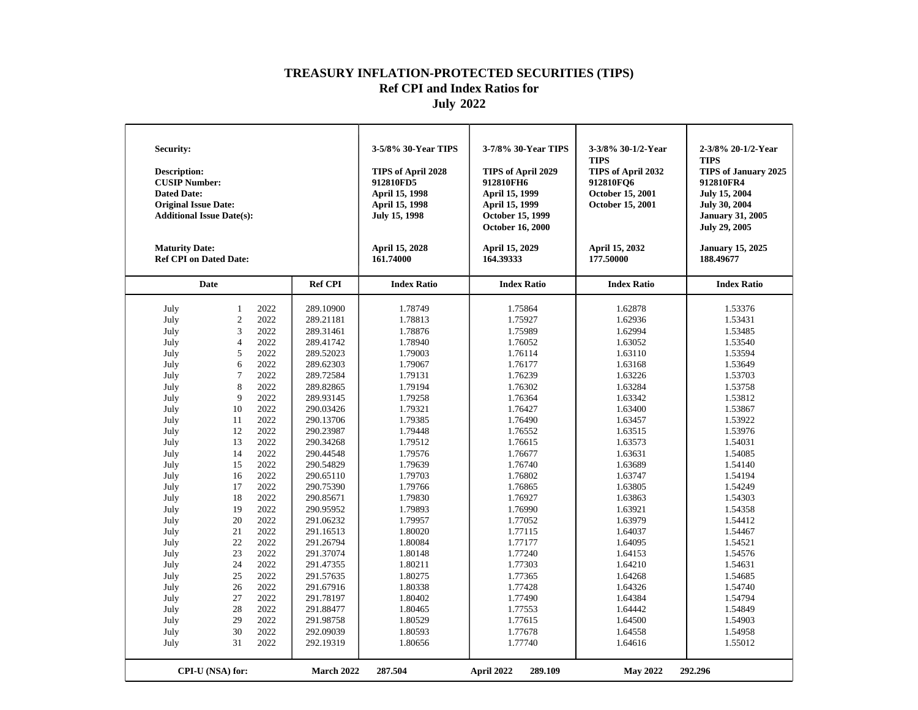# TREASURY INFLATION-PROTECTED SECURITIES (TIPS)
## Ref CPI and Index Ratios for
## July 2022

| | | | | | | | |
|---|---|---|---|---|---|---|---|
| **Security:** | | | | **3-5/8% 30-Year TIPS** | **3-7/8% 30-Year TIPS** | **3-3/8% 30-1/2-Year TIPS** | **2-3/8% 20-1/2-Year TIPS** |
| **Description:** | | | | **TIPS of April 2028** | **TIPS of April 2029** | **TIPS of April 2032** | **TIPS of January 2025** |
| **CUSIP Number:** | | | | **912810FD5** | **912810FH6** | **912810FQ6** | **912810FR4** |
| **Dated Date:** | | | | **April 15, 1998** | **April 15, 1999** | **October 15, 2001** | **July 15, 2004** |
| **Original Issue Date:** | | | | **April 15, 1998** | **April 15, 1999** | **October 15, 2001** | **July 30, 2004** |
| **Additional Issue Date(s):** | | | | **July 15, 1998** | **October 15, 1999**<br>**October 16, 2000** | | **January 31, 2005**<br>**July 29, 2005** |
| **Maturity Date:** | | | | **April 15, 2028** | **April 15, 2029** | **April 15, 2032** | **January 15, 2025** |
| **Ref CPI on Dated Date:** | | | | **161.74000** | **164.39333** | **177.50000** | **188.49677** |
| **Date** | | | **Ref CPI** | **Index Ratio** | **Index Ratio** | **Index Ratio** | **Index Ratio** |
| July | 1 | 2022 | 289.10900 | 1.78749 | 1.75864 | 1.62878 | 1.53376 |
| July | 2 | 2022 | 289.21181 | 1.78813 | 1.75927 | 1.62936 | 1.53431 |
| July | 3 | 2022 | 289.31461 | 1.78876 | 1.75989 | 1.62994 | 1.53485 |
| July | 4 | 2022 | 289.41742 | 1.78940 | 1.76052 | 1.63052 | 1.53540 |
| July | 5 | 2022 | 289.52023 | 1.79003 | 1.76114 | 1.63110 | 1.53594 |
| July | 6 | 2022 | 289.62303 | 1.79067 | 1.76177 | 1.63168 | 1.53649 |
| July | 7 | 2022 | 289.72584 | 1.79131 | 1.76239 | 1.63226 | 1.53703 |
| July | 8 | 2022 | 289.82865 | 1.79194 | 1.76302 | 1.63284 | 1.53758 |
| July | 9 | 2022 | 289.93145 | 1.79258 | 1.76364 | 1.63342 | 1.53812 |
| July | 10 | 2022 | 290.03426 | 1.79321 | 1.76427 | 1.63400 | 1.53867 |
| July | 11 | 2022 | 290.13706 | 1.79385 | 1.76490 | 1.63457 | 1.53922 |
| July | 12 | 2022 | 290.23987 | 1.79448 | 1.76552 | 1.63515 | 1.53976 |
| July | 13 | 2022 | 290.34268 | 1.79512 | 1.76615 | 1.63573 | 1.54031 |
| July | 14 | 2022 | 290.44548 | 1.79576 | 1.76677 | 1.63631 | 1.54085 |
| July | 15 | 2022 | 290.54829 | 1.79639 | 1.76740 | 1.63689 | 1.54140 |
| July | 16 | 2022 | 290.65110 | 1.79703 | 1.76802 | 1.63747 | 1.54194 |
| July | 17 | 2022 | 290.75390 | 1.79766 | 1.76865 | 1.63805 | 1.54249 |
| July | 18 | 2022 | 290.85671 | 1.79830 | 1.76927 | 1.63863 | 1.54303 |
| July | 19 | 2022 | 290.95952 | 1.79893 | 1.76990 | 1.63921 | 1.54358 |
| July | 20 | 2022 | 291.06232 | 1.79957 | 1.77052 | 1.63979 | 1.54412 |
| July | 21 | 2022 | 291.16513 | 1.80020 | 1.77115 | 1.64037 | 1.54467 |
| July | 22 | 2022 | 291.26794 | 1.80084 | 1.77177 | 1.64095 | 1.54521 |
| July | 23 | 2022 | 291.37074 | 1.80148 | 1.77240 | 1.64153 | 1.54576 |
| July | 24 | 2022 | 291.47355 | 1.80211 | 1.77303 | 1.64210 | 1.54631 |
| July | 25 | 2022 | 291.57635 | 1.80275 | 1.77365 | 1.64268 | 1.54685 |
| July | 26 | 2022 | 291.67916 | 1.80338 | 1.77428 | 1.64326 | 1.54740 |
| July | 27 | 2022 | 291.78197 | 1.80402 | 1.77490 | 1.64384 | 1.54794 |
| July | 28 | 2022 | 291.88477 | 1.80465 | 1.77553 | 1.64442 | 1.54849 |
| July | 29 | 2022 | 291.98758 | 1.80529 | 1.77615 | 1.64500 | 1.54903 |
| July | 30 | 2022 | 292.09039 | 1.80593 | 1.77678 | 1.64558 | 1.54958 |
| July | 31 | 2022 | 292.19319 | 1.80656 | 1.77740 | 1.64616 | 1.55012 |

| CPI-U (NSA) for: | March 2022 | 287.504 | April 2022 | 289.109 | May 2022 | 292.296 |
|---|---|---|---|---|---|---|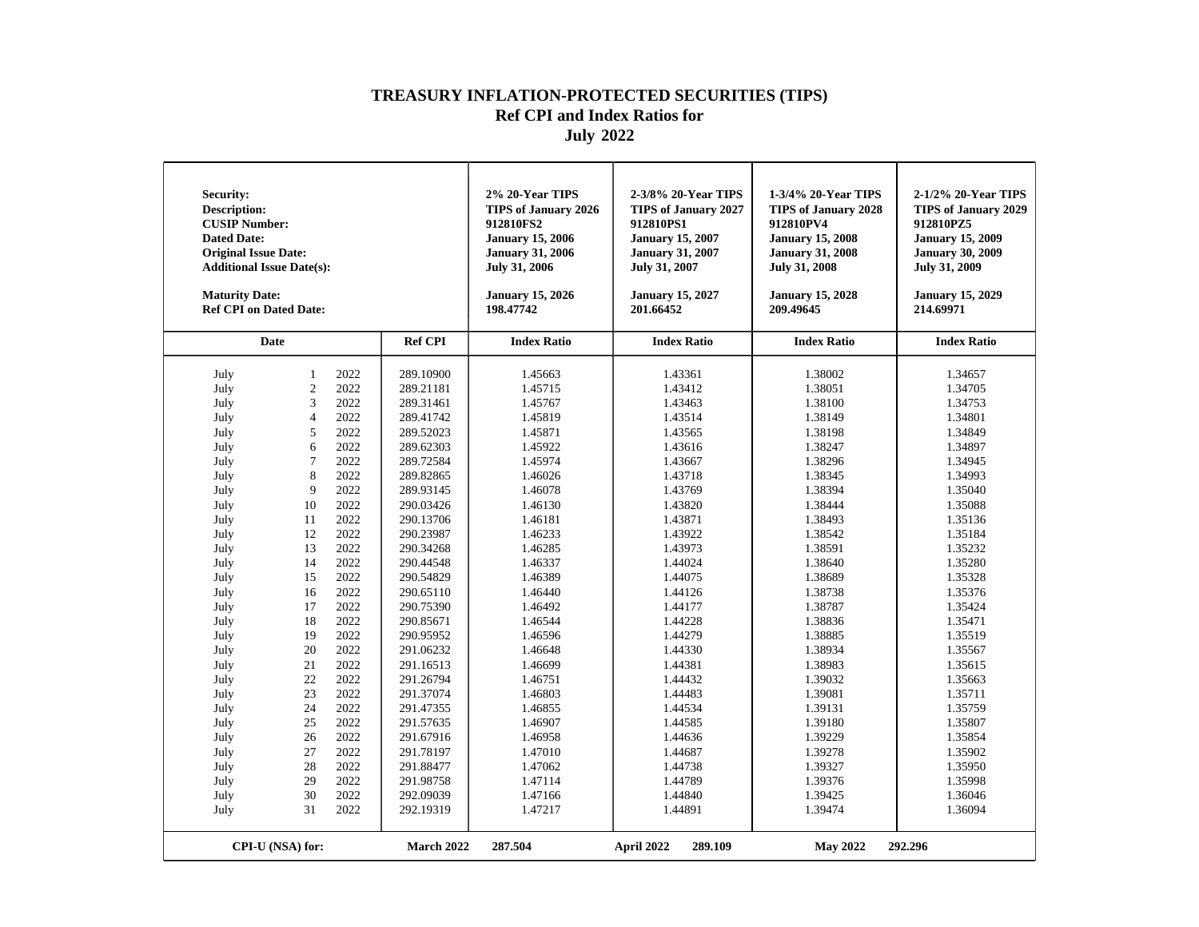# TREASURY INFLATION-PROTECTED SECURITIES (TIPS)
## Ref CPI and Index Ratios for
## July 2022

| Security: Description: CUSIP Number: Dated Date: Original Issue Date: Additional Issue Date(s): Maturity Date: Ref CPI on Dated Date: | | | | 2% 20-Year TIPS TIPS of January 2026 912810FS2 January 15, 2006 January 31, 2006 July 31, 2006 January 15, 2026 198.47742 | 2-3/8% 20-Year TIPS TIPS of January 2027 912810PS1 January 15, 2007 January 31, 2007 July 31, 2007 January 15, 2027 201.66452 | 1-3/4% 20-Year TIPS TIPS of January 2028 912810PV4 January 15, 2008 January 31, 2008 July 31, 2008 January 15, 2028 209.49645 | 2-1/2% 20-Year TIPS TIPS of January 2029 912810PZ5 January 15, 2009 January 30, 2009 July 31, 2009 January 15, 2029 214.69971 |
|---|---|---|---|---|---|---|---|
| **Date** | | | **Ref CPI** | **Index Ratio** | **Index Ratio** | **Index Ratio** | **Index Ratio** |
| July | 1 | 2022 | 289.10900 | 1.45663 | 1.43361 | 1.38002 | 1.34657 |
| July | 2 | 2022 | 289.21181 | 1.45715 | 1.43412 | 1.38051 | 1.34705 |
| July | 3 | 2022 | 289.31461 | 1.45767 | 1.43463 | 1.38100 | 1.34753 |
| July | 4 | 2022 | 289.41742 | 1.45819 | 1.43514 | 1.38149 | 1.34801 |
| July | 5 | 2022 | 289.52023 | 1.45871 | 1.43565 | 1.38198 | 1.34849 |
| July | 6 | 2022 | 289.62303 | 1.45922 | 1.43616 | 1.38247 | 1.34897 |
| July | 7 | 2022 | 289.72584 | 1.45974 | 1.43667 | 1.38296 | 1.34945 |
| July | 8 | 2022 | 289.82865 | 1.46026 | 1.43718 | 1.38345 | 1.34993 |
| July | 9 | 2022 | 289.93145 | 1.46078 | 1.43769 | 1.38394 | 1.35040 |
| July | 10 | 2022 | 290.03426 | 1.46130 | 1.43820 | 1.38444 | 1.35088 |
| July | 11 | 2022 | 290.13706 | 1.46181 | 1.43871 | 1.38493 | 1.35136 |
| July | 12 | 2022 | 290.23987 | 1.46233 | 1.43922 | 1.38542 | 1.35184 |
| July | 13 | 2022 | 290.34268 | 1.46285 | 1.43973 | 1.38591 | 1.35232 |
| July | 14 | 2022 | 290.44548 | 1.46337 | 1.44024 | 1.38640 | 1.35280 |
| July | 15 | 2022 | 290.54829 | 1.46389 | 1.44075 | 1.38689 | 1.35328 |
| July | 16 | 2022 | 290.65110 | 1.46440 | 1.44126 | 1.38738 | 1.35376 |
| July | 17 | 2022 | 290.75390 | 1.46492 | 1.44177 | 1.38787 | 1.35424 |
| July | 18 | 2022 | 290.85671 | 1.46544 | 1.44228 | 1.38836 | 1.35471 |
| July | 19 | 2022 | 290.95952 | 1.46596 | 1.44279 | 1.38885 | 1.35519 |
| July | 20 | 2022 | 291.06232 | 1.46648 | 1.44330 | 1.38934 | 1.35567 |
| July | 21 | 2022 | 291.16513 | 1.46699 | 1.44381 | 1.38983 | 1.35615 |
| July | 22 | 2022 | 291.26794 | 1.46751 | 1.44432 | 1.39032 | 1.35663 |
| July | 23 | 2022 | 291.37074 | 1.46803 | 1.44483 | 1.39081 | 1.35711 |
| July | 24 | 2022 | 291.47355 | 1.46855 | 1.44534 | 1.39131 | 1.35759 |
| July | 25 | 2022 | 291.57635 | 1.46907 | 1.44585 | 1.39180 | 1.35807 |
| July | 26 | 2022 | 291.67916 | 1.46958 | 1.44636 | 1.39229 | 1.35854 |
| July | 27 | 2022 | 291.78197 | 1.47010 | 1.44687 | 1.39278 | 1.35902 |
| July | 28 | 2022 | 291.88477 | 1.47062 | 1.44738 | 1.39327 | 1.35950 |
| July | 29 | 2022 | 291.98758 | 1.47114 | 1.44789 | 1.39376 | 1.35998 |
| July | 30 | 2022 | 292.09039 | 1.47166 | 1.44840 | 1.39425 | 1.36046 |
| July | 31 | 2022 | 292.19319 | 1.47217 | 1.44891 | 1.39474 | 1.36094 |
| **CPI-U (NSA) for:** | | | **March 2022** | **287.504** | **April 2022 289.109** | **May 2022** | **292.296** |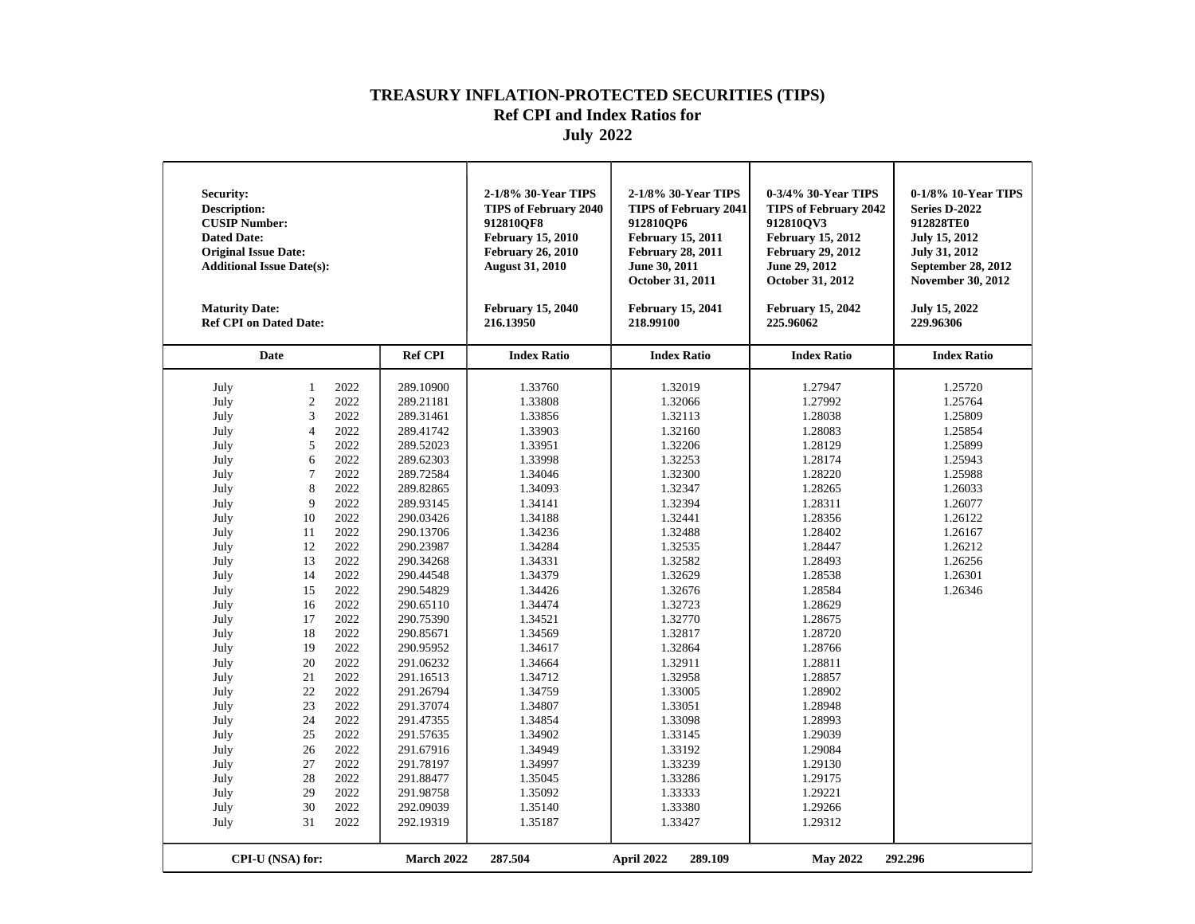# TREASURY INFLATION-PROTECTED SECURITIES (TIPS)
## Ref CPI and Index Ratios for
## July 2022

| Security: | | | | 2-1/8% 30-Year TIPS | 2-1/8% 30-Year TIPS | 0-3/4% 30-Year TIPS | 0-1/8% 10-Year TIPS |
|---|---|---|---|---|---|---|---|
| Description: | | | | TIPS of February 2040 | TIPS of February 2041 | TIPS of February 2042 | Series D-2022 |
| CUSIP Number: | | | | 912810QF8 | 912810QP6 | 912810QV3 | 912828TE0 |
| Dated Date: | | | | February 15, 2010 | February 15, 2011 | February 15, 2012 | July 15, 2012 |
| Original Issue Date: | | | | February 26, 2010 | February 28, 2011 | February 29, 2012 | July 31, 2012 |
| Additional Issue Date(s): | | | | August 31, 2010 | June 30, 2011 | June 29, 2012 | September 28, 2012 |
| | | | | | October 31, 2011 | October 31, 2012 | November 30, 2012 |
| Maturity Date: | | | | February 15, 2040 | February 15, 2041 | February 15, 2042 | July 15, 2022 |
| Ref CPI on Dated Date: | | | | 216.13950 | 218.99100 | 225.96062 | 229.96306 |
| **Date** | | | **Ref CPI** | **Index Ratio** | **Index Ratio** | **Index Ratio** | **Index Ratio** |
| July | 1 | 2022 | 289.10900 | 1.33760 | 1.32019 | 1.27947 | 1.25720 |
| July | 2 | 2022 | 289.21181 | 1.33808 | 1.32066 | 1.27992 | 1.25764 |
| July | 3 | 2022 | 289.31461 | 1.33856 | 1.32113 | 1.28038 | 1.25809 |
| July | 4 | 2022 | 289.41742 | 1.33903 | 1.32160 | 1.28083 | 1.25854 |
| July | 5 | 2022 | 289.52023 | 1.33951 | 1.32206 | 1.28129 | 1.25899 |
| July | 6 | 2022 | 289.62303 | 1.33998 | 1.32253 | 1.28174 | 1.25943 |
| July | 7 | 2022 | 289.72584 | 1.34046 | 1.32300 | 1.28220 | 1.25988 |
| July | 8 | 2022 | 289.82865 | 1.34093 | 1.32347 | 1.28265 | 1.26033 |
| July | 9 | 2022 | 289.93145 | 1.34141 | 1.32394 | 1.28311 | 1.26077 |
| July | 10 | 2022 | 290.03426 | 1.34188 | 1.32441 | 1.28356 | 1.26122 |
| July | 11 | 2022 | 290.13706 | 1.34236 | 1.32488 | 1.28402 | 1.26167 |
| July | 12 | 2022 | 290.23987 | 1.34284 | 1.32535 | 1.28447 | 1.26212 |
| July | 13 | 2022 | 290.34268 | 1.34331 | 1.32582 | 1.28493 | 1.26256 |
| July | 14 | 2022 | 290.44548 | 1.34379 | 1.32629 | 1.28538 | 1.26301 |
| July | 15 | 2022 | 290.54829 | 1.34426 | 1.32676 | 1.28584 | 1.26346 |
| July | 16 | 2022 | 290.65110 | 1.34474 | 1.32723 | 1.28629 | |
| July | 17 | 2022 | 290.75390 | 1.34521 | 1.32770 | 1.28675 | |
| July | 18 | 2022 | 290.85671 | 1.34569 | 1.32817 | 1.28720 | |
| July | 19 | 2022 | 290.95952 | 1.34617 | 1.32864 | 1.28766 | |
| July | 20 | 2022 | 291.06232 | 1.34664 | 1.32911 | 1.28811 | |
| July | 21 | 2022 | 291.16513 | 1.34712 | 1.32958 | 1.28857 | |
| July | 22 | 2022 | 291.26794 | 1.34759 | 1.33005 | 1.28902 | |
| July | 23 | 2022 | 291.37074 | 1.34807 | 1.33051 | 1.28948 | |
| July | 24 | 2022 | 291.47355 | 1.34854 | 1.33098 | 1.28993 | |
| July | 25 | 2022 | 291.57635 | 1.34902 | 1.33145 | 1.29039 | |
| July | 26 | 2022 | 291.67916 | 1.34949 | 1.33192 | 1.29084 | |
| July | 27 | 2022 | 291.78197 | 1.34997 | 1.33239 | 1.29130 | |
| July | 28 | 2022 | 291.88477 | 1.35045 | 1.33286 | 1.29175 | |
| July | 29 | 2022 | 291.98758 | 1.35092 | 1.33333 | 1.29221 | |
| July | 30 | 2022 | 292.09039 | 1.35140 | 1.33380 | 1.29266 | |
| July | 31 | 2022 | 292.19319 | 1.35187 | 1.33427 | 1.29312 | |
| **CPI-U (NSA) for:** | | | **March 2022** | **287.504** | **April 2022 289.109** | **May 2022** | **292.296** |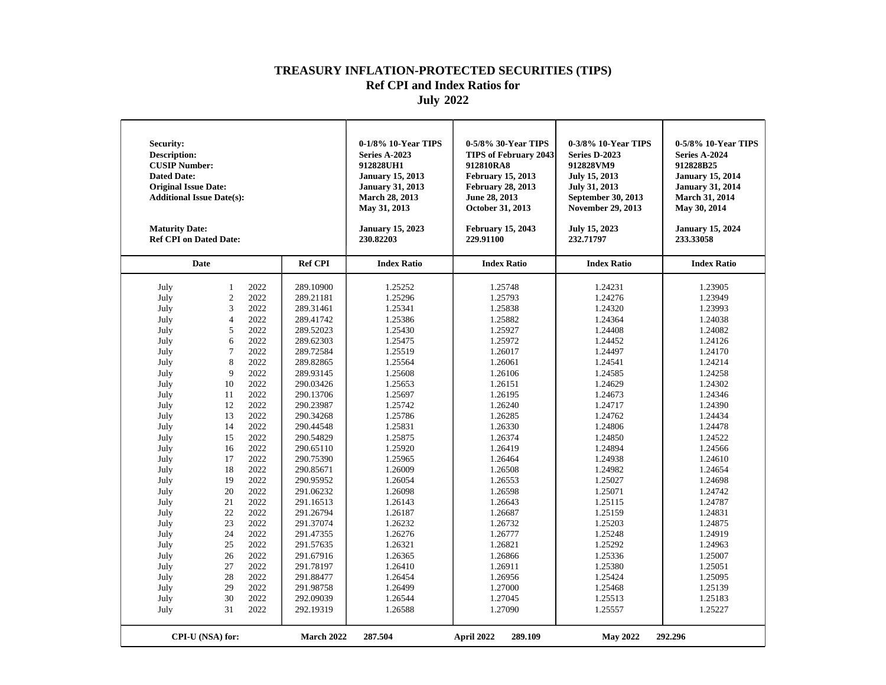# TREASURY INFLATION-PROTECTED SECURITIES (TIPS)
## Ref CPI and Index Ratios for
## July 2022

| Security:<br>Description:<br>CUSIP Number:<br>Dated Date:<br>Original Issue Date:<br>Additional Issue Date(s):<br><br>Maturity Date:<br>Ref CPI on Dated Date: | | 0-1/8% 10-Year TIPS<br>Series A-2023<br>912828UH1<br>January 15, 2013<br>January 31, 2013<br>March 28, 2013<br>May 31, 2013<br><br>January 15, 2023<br>230.82203 | 0-5/8% 30-Year TIPS<br>TIPS of February 2043<br>912810RA8<br>February 15, 2013<br>February 28, 2013<br>June 28, 2013<br>October 31, 2013<br><br>February 15, 2043<br>229.91100 | 0-3/8% 10-Year TIPS<br>Series D-2023<br>912828VM9<br>July 15, 2013<br>July 31, 2013<br>September 30, 2013<br>November 29, 2013<br><br>July 15, 2023<br>232.71797 | 0-5/8% 10-Year TIPS<br>Series A-2024<br>912828B25<br>January 15, 2014<br>January 31, 2014<br>March 31, 2014<br>May 30, 2014<br><br>January 15, 2024<br>233.33058 |
|---|---|---|---|---|---|
| **Date** | **Ref CPI** | **Index Ratio** | **Index Ratio** | **Index Ratio** | **Index Ratio** |
| July 1 2022 | 289.10900 | 1.25252 | 1.25748 | 1.24231 | 1.23905 |
| July 2 2022 | 289.21181 | 1.25296 | 1.25793 | 1.24276 | 1.23949 |
| July 3 2022 | 289.31461 | 1.25341 | 1.25838 | 1.24320 | 1.23993 |
| July 4 2022 | 289.41742 | 1.25386 | 1.25882 | 1.24364 | 1.24038 |
| July 5 2022 | 289.52023 | 1.25430 | 1.25927 | 1.24408 | 1.24082 |
| July 6 2022 | 289.62303 | 1.25475 | 1.25972 | 1.24452 | 1.24126 |
| July 7 2022 | 289.72584 | 1.25519 | 1.26017 | 1.24497 | 1.24170 |
| July 8 2022 | 289.82865 | 1.25564 | 1.26061 | 1.24541 | 1.24214 |
| July 9 2022 | 289.93145 | 1.25608 | 1.26106 | 1.24585 | 1.24258 |
| July 10 2022 | 290.03426 | 1.25653 | 1.26151 | 1.24629 | 1.24302 |
| July 11 2022 | 290.13706 | 1.25697 | 1.26195 | 1.24673 | 1.24346 |
| July 12 2022 | 290.23987 | 1.25742 | 1.26240 | 1.24717 | 1.24390 |
| July 13 2022 | 290.34268 | 1.25786 | 1.26285 | 1.24762 | 1.24434 |
| July 14 2022 | 290.44548 | 1.25831 | 1.26330 | 1.24806 | 1.24478 |
| July 15 2022 | 290.54829 | 1.25875 | 1.26374 | 1.24850 | 1.24522 |
| July 16 2022 | 290.65110 | 1.25920 | 1.26419 | 1.24894 | 1.24566 |
| July 17 2022 | 290.75390 | 1.25965 | 1.26464 | 1.24938 | 1.24610 |
| July 18 2022 | 290.85671 | 1.26009 | 1.26508 | 1.24982 | 1.24654 |
| July 19 2022 | 290.95952 | 1.26054 | 1.26553 | 1.25027 | 1.24698 |
| July 20 2022 | 291.06232 | 1.26098 | 1.26598 | 1.25071 | 1.24742 |
| July 21 2022 | 291.16513 | 1.26143 | 1.26643 | 1.25115 | 1.24787 |
| July 22 2022 | 291.26794 | 1.26187 | 1.26687 | 1.25159 | 1.24831 |
| July 23 2022 | 291.37074 | 1.26232 | 1.26732 | 1.25203 | 1.24875 |
| July 24 2022 | 291.47355 | 1.26276 | 1.26777 | 1.25248 | 1.24919 |
| July 25 2022 | 291.57635 | 1.26321 | 1.26821 | 1.25292 | 1.24963 |
| July 26 2022 | 291.67916 | 1.26365 | 1.26866 | 1.25336 | 1.25007 |
| July 27 2022 | 291.78197 | 1.26410 | 1.26911 | 1.25380 | 1.25051 |
| July 28 2022 | 291.88477 | 1.26454 | 1.26956 | 1.25424 | 1.25095 |
| July 29 2022 | 291.98758 | 1.26499 | 1.27000 | 1.25468 | 1.25139 |
| July 30 2022 | 292.09039 | 1.26544 | 1.27045 | 1.25513 | 1.25183 |
| July 31 2022 | 292.19319 | 1.26588 | 1.27090 | 1.25557 | 1.25227 |
| **CPI-U (NSA) for:** | **March 2022** | **287.504** | **April 2022 289.109** | **May 2022** | **292.296** |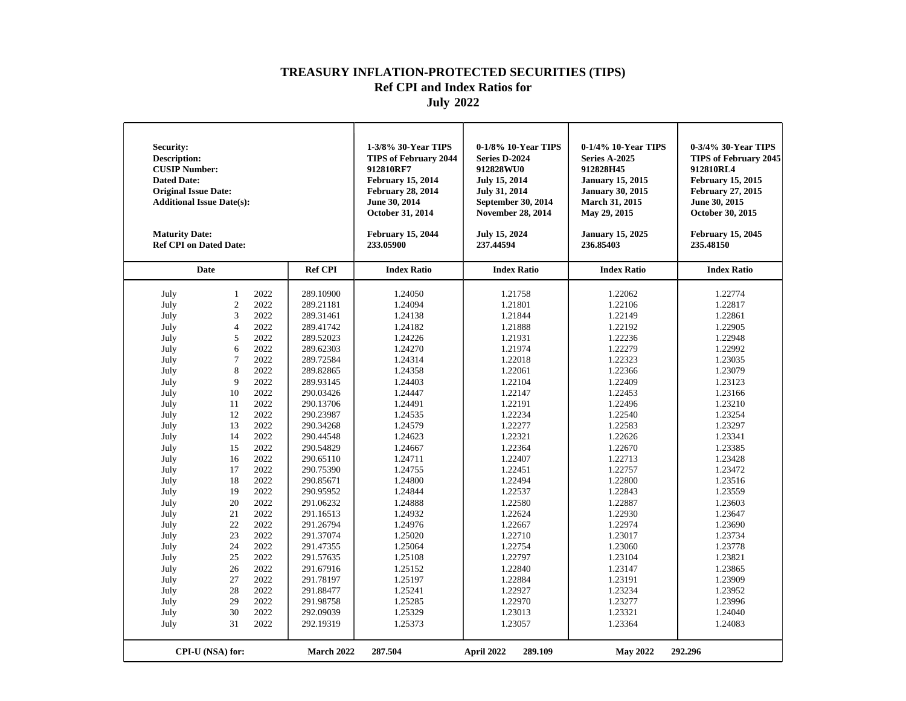# TREASURY INFLATION-PROTECTED SECURITIES (TIPS)
## Ref CPI and Index Ratios for
## July 2022

| Security:<br>Description:<br>CUSIP Number:<br>Dated Date:<br>Original Issue Date:<br>Additional Issue Date(s):<br><br>Maturity Date:<br>Ref CPI on Dated Date: | | | | 1-3/8% 30-Year TIPS<br>TIPS of February 2044<br>912810RF7<br>February 15, 2014<br>February 28, 2014<br>June 30, 2014<br>October 31, 2014<br><br>February 15, 2044<br>233.05900 | 0-1/8% 10-Year TIPS<br>Series D-2024<br>912828WU0<br>July 15, 2014<br>July 31, 2014<br>September 30, 2014<br>November 28, 2014<br><br>July 15, 2024<br>237.44594 | 0-1/4% 10-Year TIPS<br>Series A-2025<br>912828H45<br>January 15, 2015<br>January 30, 2015<br>March 31, 2015<br>May 29, 2015<br><br>January 15, 2025<br>236.85403 | 0-3/4% 30-Year TIPS<br>TIPS of February 2045<br>912810RL4<br>February 15, 2015<br>February 27, 2015<br>June 30, 2015<br>October 30, 2015<br><br>February 15, 2045<br>235.48150 |
|---|---|---|---|---|---|---|---|
| **Date** | | | **Ref CPI** | **Index Ratio** | **Index Ratio** | **Index Ratio** | **Index Ratio** |
| July | 1 | 2022 | 289.10900 | 1.24050 | 1.21758 | 1.22062 | 1.22774 |
| July | 2 | 2022 | 289.21181 | 1.24094 | 1.21801 | 1.22106 | 1.22817 |
| July | 3 | 2022 | 289.31461 | 1.24138 | 1.21844 | 1.22149 | 1.22861 |
| July | 4 | 2022 | 289.41742 | 1.24182 | 1.21888 | 1.22192 | 1.22905 |
| July | 5 | 2022 | 289.52023 | 1.24226 | 1.21931 | 1.22236 | 1.22948 |
| July | 6 | 2022 | 289.62303 | 1.24270 | 1.21974 | 1.22279 | 1.22992 |
| July | 7 | 2022 | 289.72584 | 1.24314 | 1.22018 | 1.22323 | 1.23035 |
| July | 8 | 2022 | 289.82865 | 1.24358 | 1.22061 | 1.22366 | 1.23079 |
| July | 9 | 2022 | 289.93145 | 1.24403 | 1.22104 | 1.22409 | 1.23123 |
| July | 10 | 2022 | 290.03426 | 1.24447 | 1.22147 | 1.22453 | 1.23166 |
| July | 11 | 2022 | 290.13706 | 1.24491 | 1.22191 | 1.22496 | 1.23210 |
| July | 12 | 2022 | 290.23987 | 1.24535 | 1.22234 | 1.22540 | 1.23254 |
| July | 13 | 2022 | 290.34268 | 1.24579 | 1.22277 | 1.22583 | 1.23297 |
| July | 14 | 2022 | 290.44548 | 1.24623 | 1.22321 | 1.22626 | 1.23341 |
| July | 15 | 2022 | 290.54829 | 1.24667 | 1.22364 | 1.22670 | 1.23385 |
| July | 16 | 2022 | 290.65110 | 1.24711 | 1.22407 | 1.22713 | 1.23428 |
| July | 17 | 2022 | 290.75390 | 1.24755 | 1.22451 | 1.22757 | 1.23472 |
| July | 18 | 2022 | 290.85671 | 1.24800 | 1.22494 | 1.22800 | 1.23516 |
| July | 19 | 2022 | 290.95952 | 1.24844 | 1.22537 | 1.22843 | 1.23559 |
| July | 20 | 2022 | 291.06232 | 1.24888 | 1.22580 | 1.22887 | 1.23603 |
| July | 21 | 2022 | 291.16513 | 1.24932 | 1.22624 | 1.22930 | 1.23647 |
| July | 22 | 2022 | 291.26794 | 1.24976 | 1.22667 | 1.22974 | 1.23690 |
| July | 23 | 2022 | 291.37074 | 1.25020 | 1.22710 | 1.23017 | 1.23734 |
| July | 24 | 2022 | 291.47355 | 1.25064 | 1.22754 | 1.23060 | 1.23778 |
| July | 25 | 2022 | 291.57635 | 1.25108 | 1.22797 | 1.23104 | 1.23821 |
| July | 26 | 2022 | 291.67916 | 1.25152 | 1.22840 | 1.23147 | 1.23865 |
| July | 27 | 2022 | 291.78197 | 1.25197 | 1.22884 | 1.23191 | 1.23909 |
| July | 28 | 2022 | 291.88477 | 1.25241 | 1.22927 | 1.23234 | 1.23952 |
| July | 29 | 2022 | 291.98758 | 1.25285 | 1.22970 | 1.23277 | 1.23996 |
| July | 30 | 2022 | 292.09039 | 1.25329 | 1.23013 | 1.23321 | 1.24040 |
| July | 31 | 2022 | 292.19319 | 1.25373 | 1.23057 | 1.23364 | 1.24083 |
| **CPI-U (NSA) for:** | | | **March 2022** | **287.504** | **April 2022 289.109** | **May 2022** | **292.296** |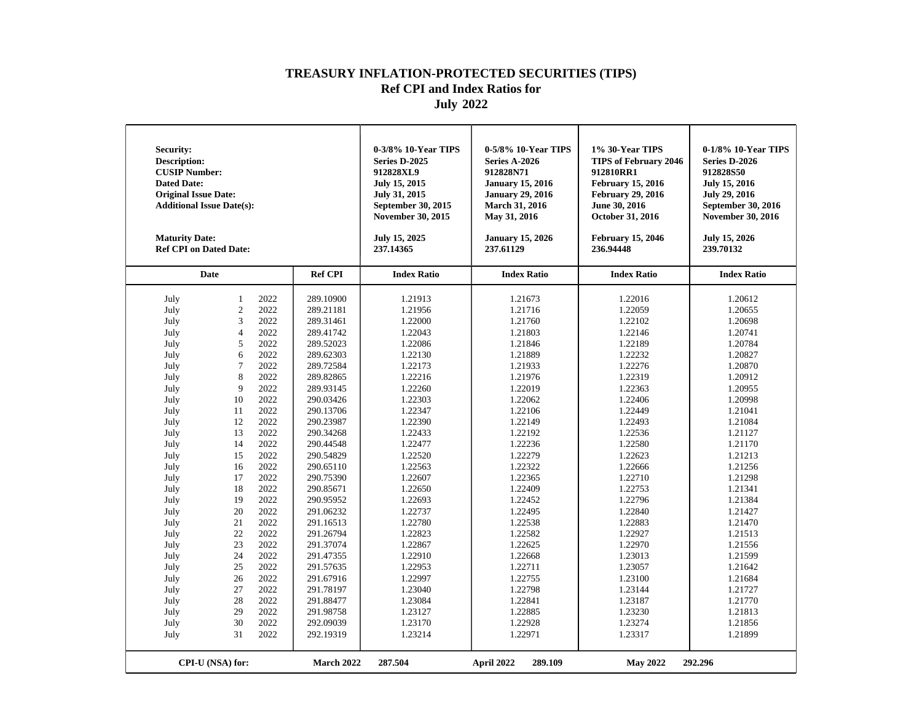# TREASURY INFLATION-PROTECTED SECURITIES (TIPS)
## Ref CPI and Index Ratios for
## July 2022

| Security: | | 0-3/8% 10-Year TIPS | 0-5/8% 10-Year TIPS | 1% 30-Year TIPS | 0-1/8% 10-Year TIPS |
|---|---|---|---|---|---|
| Description: | | Series D-2025 | Series A-2026 | TIPS of February 2046 | Series D-2026 |
| CUSIP Number: | | 912828XL9 | 912828N71 | 912810RR1 | 912828S50 |
| Dated Date: | | July 15, 2015 | January 15, 2016 | February 15, 2016 | July 15, 2016 |
| Original Issue Date: | | July 31, 2015 | January 29, 2016 | February 29, 2016 | July 29, 2016 |
| Additional Issue Date(s): | | September 30, 2015<br>November 30, 2015 | March 31, 2016<br>May 31, 2016 | June 30, 2016<br>October 31, 2016 | September 30, 2016<br>November 30, 2016 |
| Maturity Date: | | July 15, 2025 | January 15, 2026 | February 15, 2046 | July 15, 2026 |
| Ref CPI on Dated Date: | | 237.14365 | 237.61129 | 236.94448 | 239.70132 |
| **Date** | **Ref CPI** | **Index Ratio** | **Index Ratio** | **Index Ratio** | **Index Ratio** |
| July 1 2022 | 289.10900 | 1.21913 | 1.21673 | 1.22016 | 1.20612 |
| July 2 2022 | 289.21181 | 1.21956 | 1.21716 | 1.22059 | 1.20655 |
| July 3 2022 | 289.31461 | 1.22000 | 1.21760 | 1.22102 | 1.20698 |
| July 4 2022 | 289.41742 | 1.22043 | 1.21803 | 1.22146 | 1.20741 |
| July 5 2022 | 289.52023 | 1.22086 | 1.21846 | 1.22189 | 1.20784 |
| July 6 2022 | 289.62303 | 1.22130 | 1.21889 | 1.22232 | 1.20827 |
| July 7 2022 | 289.72584 | 1.22173 | 1.21933 | 1.22276 | 1.20870 |
| July 8 2022 | 289.82865 | 1.22216 | 1.21976 | 1.22319 | 1.20912 |
| July 9 2022 | 289.93145 | 1.22260 | 1.22019 | 1.22363 | 1.20955 |
| July 10 2022 | 290.03426 | 1.22303 | 1.22062 | 1.22406 | 1.20998 |
| July 11 2022 | 290.13706 | 1.22347 | 1.22106 | 1.22449 | 1.21041 |
| July 12 2022 | 290.23987 | 1.22390 | 1.22149 | 1.22493 | 1.21084 |
| July 13 2022 | 290.34268 | 1.22433 | 1.22192 | 1.22536 | 1.21127 |
| July 14 2022 | 290.44548 | 1.22477 | 1.22236 | 1.22580 | 1.21170 |
| July 15 2022 | 290.54829 | 1.22520 | 1.22279 | 1.22623 | 1.21213 |
| July 16 2022 | 290.65110 | 1.22563 | 1.22322 | 1.22666 | 1.21256 |
| July 17 2022 | 290.75390 | 1.22607 | 1.22365 | 1.22710 | 1.21298 |
| July 18 2022 | 290.85671 | 1.22650 | 1.22409 | 1.22753 | 1.21341 |
| July 19 2022 | 290.95952 | 1.22693 | 1.22452 | 1.22796 | 1.21384 |
| July 20 2022 | 291.06232 | 1.22737 | 1.22495 | 1.22840 | 1.21427 |
| July 21 2022 | 291.16513 | 1.22780 | 1.22538 | 1.22883 | 1.21470 |
| July 22 2022 | 291.26794 | 1.22823 | 1.22582 | 1.22927 | 1.21513 |
| July 23 2022 | 291.37074 | 1.22867 | 1.22625 | 1.22970 | 1.21556 |
| July 24 2022 | 291.47355 | 1.22910 | 1.22668 | 1.23013 | 1.21599 |
| July 25 2022 | 291.57635 | 1.22953 | 1.22711 | 1.23057 | 1.21642 |
| July 26 2022 | 291.67916 | 1.22997 | 1.22755 | 1.23100 | 1.21684 |
| July 27 2022 | 291.78197 | 1.23040 | 1.22798 | 1.23144 | 1.21727 |
| July 28 2022 | 291.88477 | 1.23084 | 1.22841 | 1.23187 | 1.21770 |
| July 29 2022 | 291.98758 | 1.23127 | 1.22885 | 1.23230 | 1.21813 |
| July 30 2022 | 292.09039 | 1.23170 | 1.22928 | 1.23274 | 1.21856 |
| July 31 2022 | 292.19319 | 1.23214 | 1.22971 | 1.23317 | 1.21899 |
| **CPI-U (NSA) for:** | **March 2022** | **287.504** | **April 2022 289.109** | **May 2022** | **292.296** |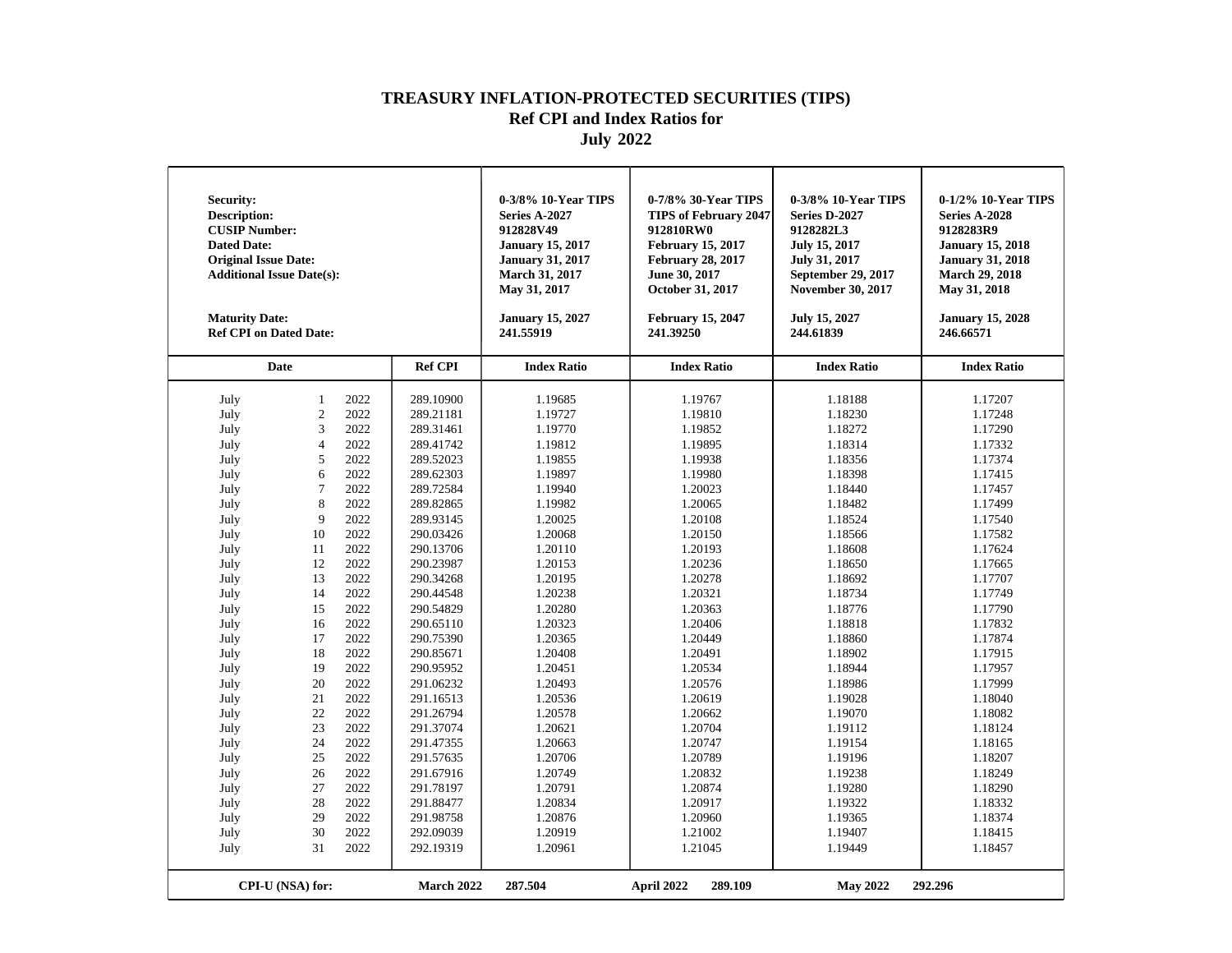# TREASURY INFLATION-PROTECTED SECURITIES (TIPS)
## Ref CPI and Index Ratios for
## July 2022

| Security:<br>Description:<br>CUSIP Number:<br>Dated Date:<br>Original Issue Date:<br>Additional Issue Date(s):<br><br>Maturity Date:<br>Ref CPI on Dated Date: | | | | 0-3/8% 10-Year TIPS<br>Series A-2027<br>912828V49<br>January 15, 2017<br>January 31, 2017<br>March 31, 2017<br>May 31, 2017<br><br>January 15, 2027<br>241.55919 | 0-7/8% 30-Year TIPS<br>TIPS of February 2047<br>912810RW0<br>February 15, 2017<br>February 28, 2017<br>June 30, 2017<br>October 31, 2017<br><br>February 15, 2047<br>241.39250 | 0-3/8% 10-Year TIPS<br>Series D-2027<br>9128282L3<br>July 15, 2017<br>July 31, 2017<br>September 29, 2017<br>November 30, 2017<br><br>July 15, 2027<br>244.61839 | 0-1/2% 10-Year TIPS<br>Series A-2028<br>9128283R9<br>January 15, 2018<br>January 31, 2018<br>March 29, 2018<br>May 31, 2018<br><br>January 15, 2028<br>246.66571 |
|---|---|---|---|---|---|---|---|
| **Date** | | | **Ref CPI** | **Index Ratio** | **Index Ratio** | **Index Ratio** | **Index Ratio** |
| July | 1 | 2022 | 289.10900 | 1.19685 | 1.19767 | 1.18188 | 1.17207 |
| July | 2 | 2022 | 289.21181 | 1.19727 | 1.19810 | 1.18230 | 1.17248 |
| July | 3 | 2022 | 289.31461 | 1.19770 | 1.19852 | 1.18272 | 1.17290 |
| July | 4 | 2022 | 289.41742 | 1.19812 | 1.19895 | 1.18314 | 1.17332 |
| July | 5 | 2022 | 289.52023 | 1.19855 | 1.19938 | 1.18356 | 1.17374 |
| July | 6 | 2022 | 289.62303 | 1.19897 | 1.19980 | 1.18398 | 1.17415 |
| July | 7 | 2022 | 289.72584 | 1.19940 | 1.20023 | 1.18440 | 1.17457 |
| July | 8 | 2022 | 289.82865 | 1.19982 | 1.20065 | 1.18482 | 1.17499 |
| July | 9 | 2022 | 289.93145 | 1.20025 | 1.20108 | 1.18524 | 1.17540 |
| July | 10 | 2022 | 290.03426 | 1.20068 | 1.20150 | 1.18566 | 1.17582 |
| July | 11 | 2022 | 290.13706 | 1.20110 | 1.20193 | 1.18608 | 1.17624 |
| July | 12 | 2022 | 290.23987 | 1.20153 | 1.20236 | 1.18650 | 1.17665 |
| July | 13 | 2022 | 290.34268 | 1.20195 | 1.20278 | 1.18692 | 1.17707 |
| July | 14 | 2022 | 290.44548 | 1.20238 | 1.20321 | 1.18734 | 1.17749 |
| July | 15 | 2022 | 290.54829 | 1.20280 | 1.20363 | 1.18776 | 1.17790 |
| July | 16 | 2022 | 290.65110 | 1.20323 | 1.20406 | 1.18818 | 1.17832 |
| July | 17 | 2022 | 290.75390 | 1.20365 | 1.20449 | 1.18860 | 1.17874 |
| July | 18 | 2022 | 290.85671 | 1.20408 | 1.20491 | 1.18902 | 1.17915 |
| July | 19 | 2022 | 290.95952 | 1.20451 | 1.20534 | 1.18944 | 1.17957 |
| July | 20 | 2022 | 291.06232 | 1.20493 | 1.20576 | 1.18986 | 1.17999 |
| July | 21 | 2022 | 291.16513 | 1.20536 | 1.20619 | 1.19028 | 1.18040 |
| July | 22 | 2022 | 291.26794 | 1.20578 | 1.20662 | 1.19070 | 1.18082 |
| July | 23 | 2022 | 291.37074 | 1.20621 | 1.20704 | 1.19112 | 1.18124 |
| July | 24 | 2022 | 291.47355 | 1.20663 | 1.20747 | 1.19154 | 1.18165 |
| July | 25 | 2022 | 291.57635 | 1.20706 | 1.20789 | 1.19196 | 1.18207 |
| July | 26 | 2022 | 291.67916 | 1.20749 | 1.20832 | 1.19238 | 1.18249 |
| July | 27 | 2022 | 291.78197 | 1.20791 | 1.20874 | 1.19280 | 1.18290 |
| July | 28 | 2022 | 291.88477 | 1.20834 | 1.20917 | 1.19322 | 1.18332 |
| July | 29 | 2022 | 291.98758 | 1.20876 | 1.20960 | 1.19365 | 1.18374 |
| July | 30 | 2022 | 292.09039 | 1.20919 | 1.21002 | 1.19407 | 1.18415 |
| July | 31 | 2022 | 292.19319 | 1.20961 | 1.21045 | 1.19449 | 1.18457 |
| **CPI-U (NSA) for:** | | | **March 2022** | **287.504** | **April 2022 289.109** | **May 2022** | **292.296** |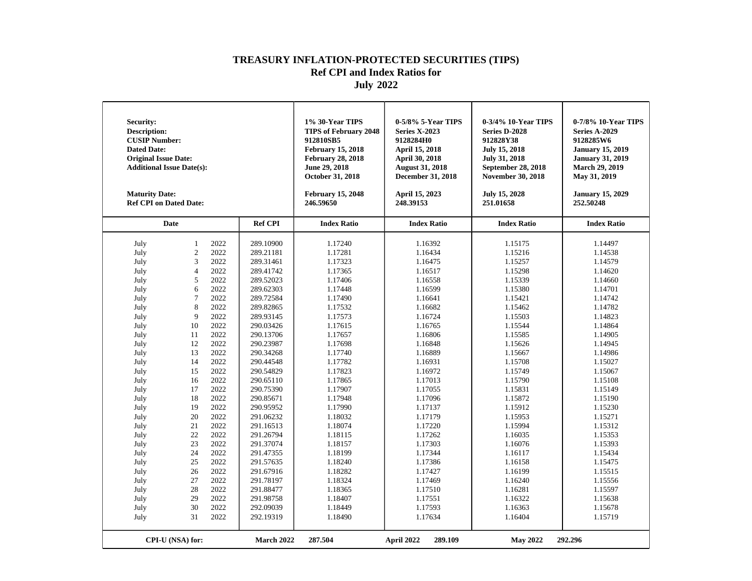# TREASURY INFLATION-PROTECTED SECURITIES (TIPS)
## Ref CPI and Index Ratios for
## July 2022

| Security:<br>Description:<br>CUSIP Number:<br>Dated Date:<br>Original Issue Date:<br>Additional Issue Date(s):<br><br>Maturity Date:<br>Ref CPI on Dated Date: | | | | 1% 30-Year TIPS<br>TIPS of February 2048<br>912810SB5<br>February 15, 2018<br>February 28, 2018<br>June 29, 2018<br>October 31, 2018<br><br>February 15, 2048<br>246.59650 | 0-5/8% 5-Year TIPS<br>Series X-2023<br>9128284H0<br>April 15, 2018<br>April 30, 2018<br>August 31, 2018<br>December 31, 2018<br><br>April 15, 2023<br>248.39153 | 0-3/4% 10-Year TIPS<br>Series D-2028<br>912828Y38<br>July 15, 2018<br>July 31, 2018<br>September 28, 2018<br>November 30, 2018<br><br>July 15, 2028<br>251.01658 | 0-7/8% 10-Year TIPS<br>Series A-2029<br>9128285W6<br>January 15, 2019<br>January 31, 2019<br>March 29, 2019<br>May 31, 2019<br><br>January 15, 2029<br>252.50248 |
|---|---|---|---|---|---|---|---|
| **Date** | | | **Ref CPI** | **Index Ratio** | **Index Ratio** | **Index Ratio** | **Index Ratio** |
| July | 1 | 2022 | 289.10900 | 1.17240 | 1.16392 | 1.15175 | 1.14497 |
| July | 2 | 2022 | 289.21181 | 1.17281 | 1.16434 | 1.15216 | 1.14538 |
| July | 3 | 2022 | 289.31461 | 1.17323 | 1.16475 | 1.15257 | 1.14579 |
| July | 4 | 2022 | 289.41742 | 1.17365 | 1.16517 | 1.15298 | 1.14620 |
| July | 5 | 2022 | 289.52023 | 1.17406 | 1.16558 | 1.15339 | 1.14660 |
| July | 6 | 2022 | 289.62303 | 1.17448 | 1.16599 | 1.15380 | 1.14701 |
| July | 7 | 2022 | 289.72584 | 1.17490 | 1.16641 | 1.15421 | 1.14742 |
| July | 8 | 2022 | 289.82865 | 1.17532 | 1.16682 | 1.15462 | 1.14782 |
| July | 9 | 2022 | 289.93145 | 1.17573 | 1.16724 | 1.15503 | 1.14823 |
| July | 10 | 2022 | 290.03426 | 1.17615 | 1.16765 | 1.15544 | 1.14864 |
| July | 11 | 2022 | 290.13706 | 1.17657 | 1.16806 | 1.15585 | 1.14905 |
| July | 12 | 2022 | 290.23987 | 1.17698 | 1.16848 | 1.15626 | 1.14945 |
| July | 13 | 2022 | 290.34268 | 1.17740 | 1.16889 | 1.15667 | 1.14986 |
| July | 14 | 2022 | 290.44548 | 1.17782 | 1.16931 | 1.15708 | 1.15027 |
| July | 15 | 2022 | 290.54829 | 1.17823 | 1.16972 | 1.15749 | 1.15067 |
| July | 16 | 2022 | 290.65110 | 1.17865 | 1.17013 | 1.15790 | 1.15108 |
| July | 17 | 2022 | 290.75390 | 1.17907 | 1.17055 | 1.15831 | 1.15149 |
| July | 18 | 2022 | 290.85671 | 1.17948 | 1.17096 | 1.15872 | 1.15190 |
| July | 19 | 2022 | 290.95952 | 1.17990 | 1.17137 | 1.15912 | 1.15230 |
| July | 20 | 2022 | 291.06232 | 1.18032 | 1.17179 | 1.15953 | 1.15271 |
| July | 21 | 2022 | 291.16513 | 1.18074 | 1.17220 | 1.15994 | 1.15312 |
| July | 22 | 2022 | 291.26794 | 1.18115 | 1.17262 | 1.16035 | 1.15353 |
| July | 23 | 2022 | 291.37074 | 1.18157 | 1.17303 | 1.16076 | 1.15393 |
| July | 24 | 2022 | 291.47355 | 1.18199 | 1.17344 | 1.16117 | 1.15434 |
| July | 25 | 2022 | 291.57635 | 1.18240 | 1.17386 | 1.16158 | 1.15475 |
| July | 26 | 2022 | 291.67916 | 1.18282 | 1.17427 | 1.16199 | 1.15515 |
| July | 27 | 2022 | 291.78197 | 1.18324 | 1.17469 | 1.16240 | 1.15556 |
| July | 28 | 2022 | 291.88477 | 1.18365 | 1.17510 | 1.16281 | 1.15597 |
| July | 29 | 2022 | 291.98758 | 1.18407 | 1.17551 | 1.16322 | 1.15638 |
| July | 30 | 2022 | 292.09039 | 1.18449 | 1.17593 | 1.16363 | 1.15678 |
| July | 31 | 2022 | 292.19319 | 1.18490 | 1.17634 | 1.16404 | 1.15719 |
| **CPI-U (NSA) for:** | | | **March 2022** | **287.504** | **April 2022** **289.109** | **May 2022** | **292.296** |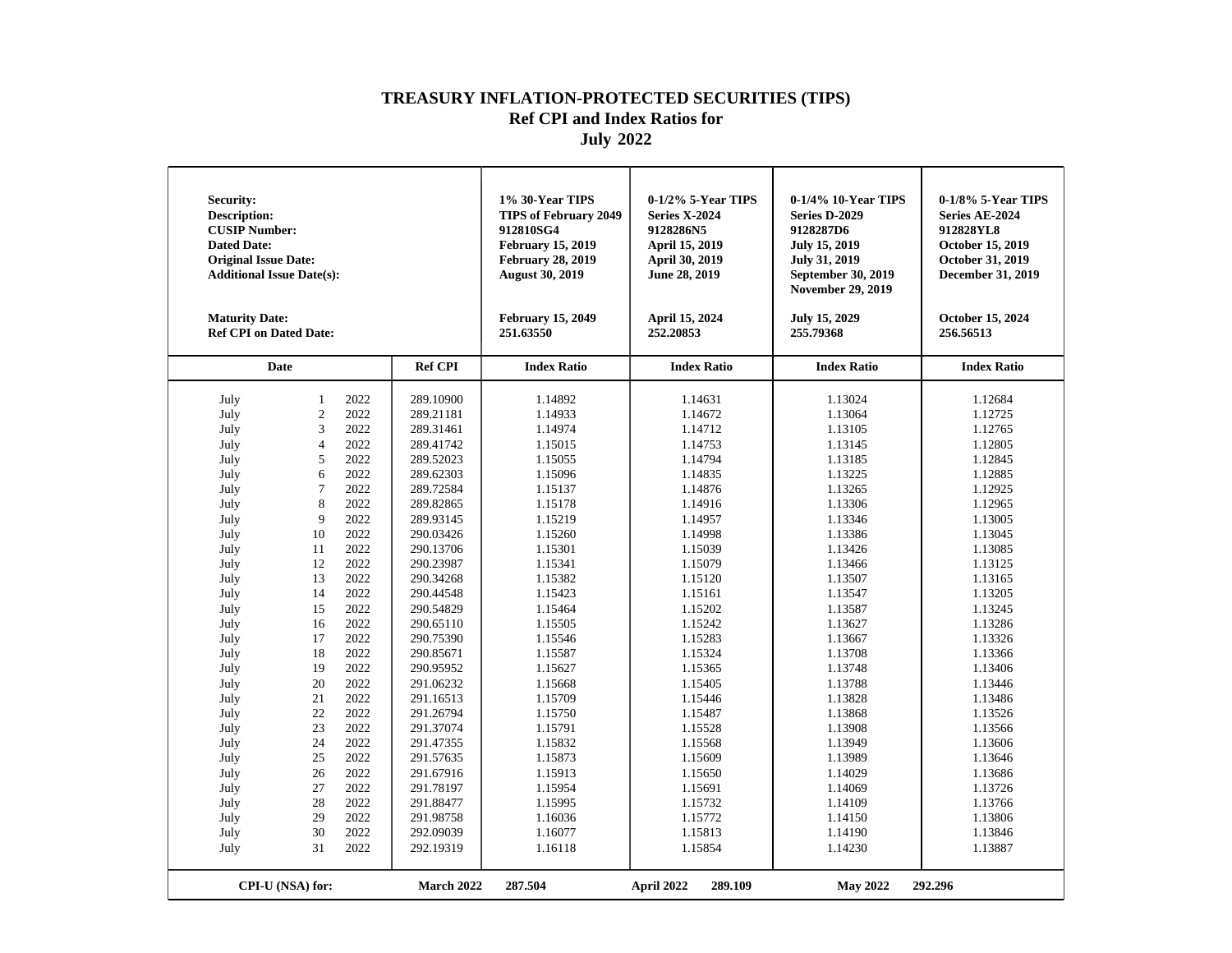# TREASURY INFLATION-PROTECTED SECURITIES (TIPS)
## Ref CPI and Index Ratios for
## July 2022

| **Security:** | | | | **1% 30-Year TIPS** | **0-1/2% 5-Year TIPS** | **0-1/4% 10-Year TIPS** | **0-1/8% 5-Year TIPS** |
|---|---|---|---|---|---|---|---|
| **Description:** | | | | **TIPS of February 2049** | **Series X-2024** | **Series D-2029** | **Series AE-2024** |
| **CUSIP Number:** | | | | **912810SG4** | **9128286N5** | **9128287D6** | **912828YL8** |
| **Dated Date:** | | | | **February 15, 2019** | **April 15, 2019** | **July 15, 2019** | **October 15, 2019** |
| **Original Issue Date:** | | | | **February 28, 2019** | **April 30, 2019** | **July 31, 2019** | **October 31, 2019** |
| **Additional Issue Date(s):** | | | | **August 30, 2019** | **June 28, 2019** | **September 30, 2019**<br>**November 29, 2019** | **December 31, 2019** |
| **Maturity Date:** | | | | **February 15, 2049** | **April 15, 2024** | **July 15, 2029** | **October 15, 2024** |
| **Ref CPI on Dated Date:** | | | | **251.63550** | **252.20853** | **255.79368** | **256.56513** |
| **Date** | | | **Ref CPI** | **Index Ratio** | **Index Ratio** | **Index Ratio** | **Index Ratio** |
| July | 1 | 2022 | 289.10900 | 1.14892 | 1.14631 | 1.13024 | 1.12684 |
| July | 2 | 2022 | 289.21181 | 1.14933 | 1.14672 | 1.13064 | 1.12725 |
| July | 3 | 2022 | 289.31461 | 1.14974 | 1.14712 | 1.13105 | 1.12765 |
| July | 4 | 2022 | 289.41742 | 1.15015 | 1.14753 | 1.13145 | 1.12805 |
| July | 5 | 2022 | 289.52023 | 1.15055 | 1.14794 | 1.13185 | 1.12845 |
| July | 6 | 2022 | 289.62303 | 1.15096 | 1.14835 | 1.13225 | 1.12885 |
| July | 7 | 2022 | 289.72584 | 1.15137 | 1.14876 | 1.13265 | 1.12925 |
| July | 8 | 2022 | 289.82865 | 1.15178 | 1.14916 | 1.13306 | 1.12965 |
| July | 9 | 2022 | 289.93145 | 1.15219 | 1.14957 | 1.13346 | 1.13005 |
| July | 10 | 2022 | 290.03426 | 1.15260 | 1.14998 | 1.13386 | 1.13045 |
| July | 11 | 2022 | 290.13706 | 1.15301 | 1.15039 | 1.13426 | 1.13085 |
| July | 12 | 2022 | 290.23987 | 1.15341 | 1.15079 | 1.13466 | 1.13125 |
| July | 13 | 2022 | 290.34268 | 1.15382 | 1.15120 | 1.13507 | 1.13165 |
| July | 14 | 2022 | 290.44548 | 1.15423 | 1.15161 | 1.13547 | 1.13205 |
| July | 15 | 2022 | 290.54829 | 1.15464 | 1.15202 | 1.13587 | 1.13245 |
| July | 16 | 2022 | 290.65110 | 1.15505 | 1.15242 | 1.13627 | 1.13286 |
| July | 17 | 2022 | 290.75390 | 1.15546 | 1.15283 | 1.13667 | 1.13326 |
| July | 18 | 2022 | 290.85671 | 1.15587 | 1.15324 | 1.13708 | 1.13366 |
| July | 19 | 2022 | 290.95952 | 1.15627 | 1.15365 | 1.13748 | 1.13406 |
| July | 20 | 2022 | 291.06232 | 1.15668 | 1.15405 | 1.13788 | 1.13446 |
| July | 21 | 2022 | 291.16513 | 1.15709 | 1.15446 | 1.13828 | 1.13486 |
| July | 22 | 2022 | 291.26794 | 1.15750 | 1.15487 | 1.13868 | 1.13526 |
| July | 23 | 2022 | 291.37074 | 1.15791 | 1.15528 | 1.13908 | 1.13566 |
| July | 24 | 2022 | 291.47355 | 1.15832 | 1.15568 | 1.13949 | 1.13606 |
| July | 25 | 2022 | 291.57635 | 1.15873 | 1.15609 | 1.13989 | 1.13646 |
| July | 26 | 2022 | 291.67916 | 1.15913 | 1.15650 | 1.14029 | 1.13686 |
| July | 27 | 2022 | 291.78197 | 1.15954 | 1.15691 | 1.14069 | 1.13726 |
| July | 28 | 2022 | 291.88477 | 1.15995 | 1.15732 | 1.14109 | 1.13766 |
| July | 29 | 2022 | 291.98758 | 1.16036 | 1.15772 | 1.14150 | 1.13806 |
| July | 30 | 2022 | 292.09039 | 1.16077 | 1.15813 | 1.14190 | 1.13846 |
| July | 31 | 2022 | 292.19319 | 1.16118 | 1.15854 | 1.14230 | 1.13887 |

| **CPI-U (NSA) for:** | **March 2022** | **287.504** | **April 2022** | **289.109** | **May 2022** | **292.296** |
|---|---|---|---|---|---|---|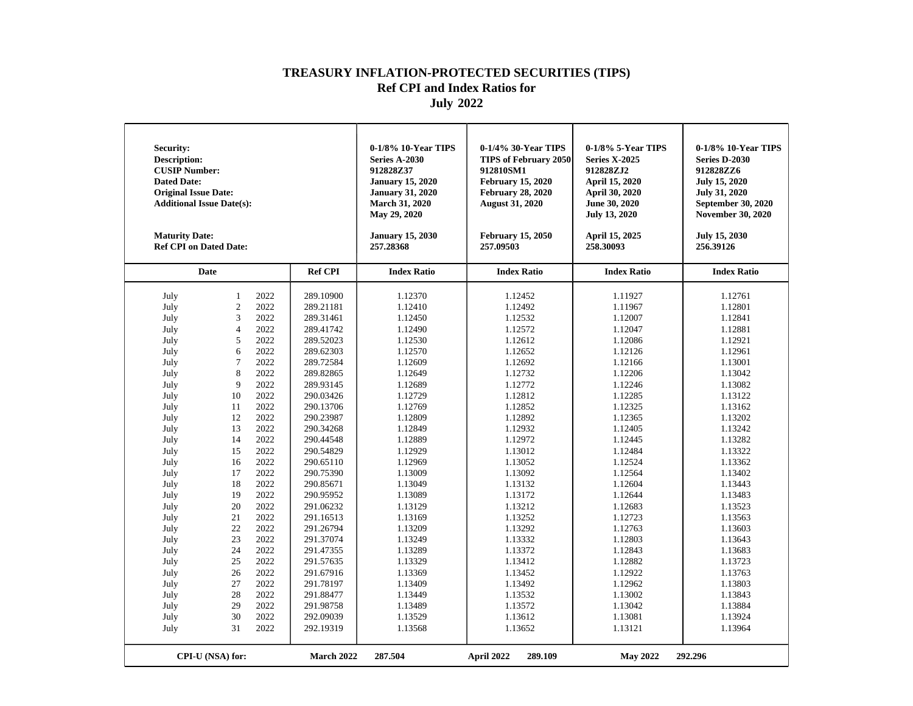# TREASURY INFLATION-PROTECTED SECURITIES (TIPS)
## Ref CPI and Index Ratios for
## July 2022

| **Security:** | | | | **0-1/8% 10-Year TIPS** | **0-1/4% 30-Year TIPS** | **0-1/8% 5-Year TIPS** | **0-1/8% 10-Year TIPS** |
|---|---|---|---|---|---|---|---|
| **Description:** | | | | **Series A-2030** | **TIPS of February 2050** | **Series X-2025** | **Series D-2030** |
| **CUSIP Number:** | | | | **912828Z37** | **912810SM1** | **912828ZJ2** | **912828ZZ6** |
| **Dated Date:** | | | | **January 15, 2020** | **February 15, 2020** | **April 15, 2020** | **July 15, 2020** |
| **Original Issue Date:** | | | | **January 31, 2020** | **February 28, 2020** | **April 30, 2020** | **July 31, 2020** |
| **Additional Issue Date(s):** | | | | **March 31, 2020** | **August 31, 2020** | **June 30, 2020** | **September 30, 2020** |
| | | | | **May 29, 2020** | | **July 13, 2020** | **November 30, 2020** |
| **Maturity Date:** | | | | **January 15, 2030** | **February 15, 2050** | **April 15, 2025** | **July 15, 2030** |
| **Ref CPI on Dated Date:** | | | | **257.28368** | **257.09503** | **258.30093** | **256.39126** |
| **Date** | | | **Ref CPI** | **Index Ratio** | **Index Ratio** | **Index Ratio** | **Index Ratio** |
| July | 1 | 2022 | 289.10900 | 1.12370 | 1.12452 | 1.11927 | 1.12761 |
| July | 2 | 2022 | 289.21181 | 1.12410 | 1.12492 | 1.11967 | 1.12801 |
| July | 3 | 2022 | 289.31461 | 1.12450 | 1.12532 | 1.12007 | 1.12841 |
| July | 4 | 2022 | 289.41742 | 1.12490 | 1.12572 | 1.12047 | 1.12881 |
| July | 5 | 2022 | 289.52023 | 1.12530 | 1.12612 | 1.12086 | 1.12921 |
| July | 6 | 2022 | 289.62303 | 1.12570 | 1.12652 | 1.12126 | 1.12961 |
| July | 7 | 2022 | 289.72584 | 1.12609 | 1.12692 | 1.12166 | 1.13001 |
| July | 8 | 2022 | 289.82865 | 1.12649 | 1.12732 | 1.12206 | 1.13042 |
| July | 9 | 2022 | 289.93145 | 1.12689 | 1.12772 | 1.12246 | 1.13082 |
| July | 10 | 2022 | 290.03426 | 1.12729 | 1.12812 | 1.12285 | 1.13122 |
| July | 11 | 2022 | 290.13706 | 1.12769 | 1.12852 | 1.12325 | 1.13162 |
| July | 12 | 2022 | 290.23987 | 1.12809 | 1.12892 | 1.12365 | 1.13202 |
| July | 13 | 2022 | 290.34268 | 1.12849 | 1.12932 | 1.12405 | 1.13242 |
| July | 14 | 2022 | 290.44548 | 1.12889 | 1.12972 | 1.12445 | 1.13282 |
| July | 15 | 2022 | 290.54829 | 1.12929 | 1.13012 | 1.12484 | 1.13322 |
| July | 16 | 2022 | 290.65110 | 1.12969 | 1.13052 | 1.12524 | 1.13362 |
| July | 17 | 2022 | 290.75390 | 1.13009 | 1.13092 | 1.12564 | 1.13402 |
| July | 18 | 2022 | 290.85671 | 1.13049 | 1.13132 | 1.12604 | 1.13443 |
| July | 19 | 2022 | 290.95952 | 1.13089 | 1.13172 | 1.12644 | 1.13483 |
| July | 20 | 2022 | 291.06232 | 1.13129 | 1.13212 | 1.12683 | 1.13523 |
| July | 21 | 2022 | 291.16513 | 1.13169 | 1.13252 | 1.12723 | 1.13563 |
| July | 22 | 2022 | 291.26794 | 1.13209 | 1.13292 | 1.12763 | 1.13603 |
| July | 23 | 2022 | 291.37074 | 1.13249 | 1.13332 | 1.12803 | 1.13643 |
| July | 24 | 2022 | 291.47355 | 1.13289 | 1.13372 | 1.12843 | 1.13683 |
| July | 25 | 2022 | 291.57635 | 1.13329 | 1.13412 | 1.12882 | 1.13723 |
| July | 26 | 2022 | 291.67916 | 1.13369 | 1.13452 | 1.12922 | 1.13763 |
| July | 27 | 2022 | 291.78197 | 1.13409 | 1.13492 | 1.12962 | 1.13803 |
| July | 28 | 2022 | 291.88477 | 1.13449 | 1.13532 | 1.13002 | 1.13843 |
| July | 29 | 2022 | 291.98758 | 1.13489 | 1.13572 | 1.13042 | 1.13884 |
| July | 30 | 2022 | 292.09039 | 1.13529 | 1.13612 | 1.13081 | 1.13924 |
| July | 31 | 2022 | 292.19319 | 1.13568 | 1.13652 | 1.13121 | 1.13964 |

**CPI-U (NSA) for:** **March 2022** **287.504** **April 2022** **289.109** **May 2022** **292.296**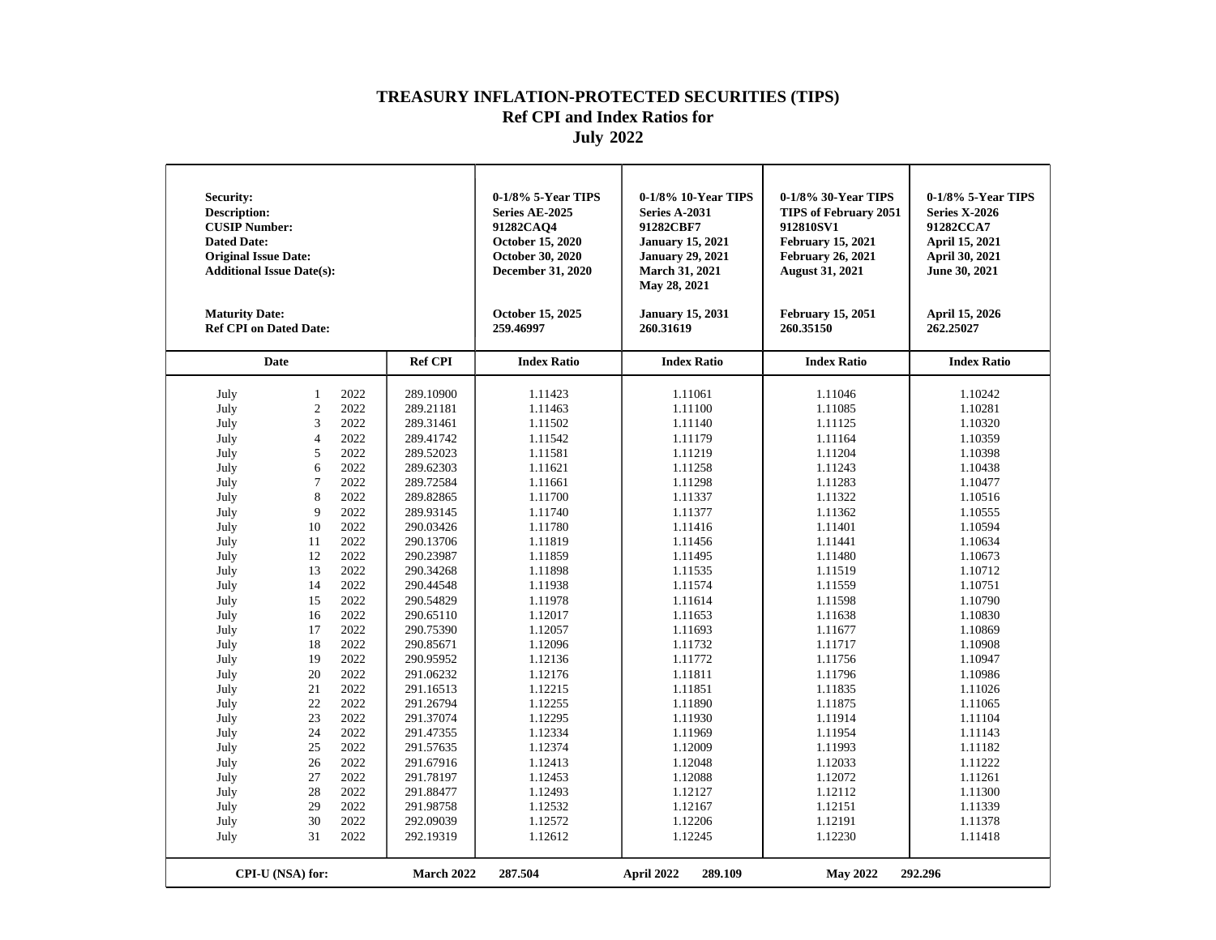# TREASURY INFLATION-PROTECTED SECURITIES (TIPS)
## Ref CPI and Index Ratios for
## July 2022

| Security: | | 0-1/8% 5-Year TIPS | 0-1/8% 10-Year TIPS | 0-1/8% 30-Year TIPS | 0-1/8% 5-Year TIPS |
|---|---|---|---|---|---|
| Description: | | Series AE-2025 | Series A-2031 | TIPS of February 2051 | Series X-2026 |
| CUSIP Number: | | 91282CAQ4 | 91282CBF7 | 912810SV1 | 91282CCA7 |
| Dated Date: | | October 15, 2020 | January 15, 2021 | February 15, 2021 | April 15, 2021 |
| Original Issue Date: | | October 30, 2020 | January 29, 2021 | February 26, 2021 | April 30, 2021 |
| Additional Issue Date(s): | | December 31, 2020 | March 31, 2021<br>May 28, 2021 | August 31, 2021 | June 30, 2021 |
| Maturity Date: | | October 15, 2025 | January 15, 2031 | February 15, 2051 | April 15, 2026 |
| Ref CPI on Dated Date: | | 259.46997 | 260.31619 | 260.35150 | 262.25027 |
| **Date** | **Ref CPI** | **Index Ratio** | **Index Ratio** | **Index Ratio** | **Index Ratio** |
| July 1 2022 | 289.10900 | 1.11423 | 1.11061 | 1.11046 | 1.10242 |
| July 2 2022 | 289.21181 | 1.11463 | 1.11100 | 1.11085 | 1.10281 |
| July 3 2022 | 289.31461 | 1.11502 | 1.11140 | 1.11125 | 1.10320 |
| July 4 2022 | 289.41742 | 1.11542 | 1.11179 | 1.11164 | 1.10359 |
| July 5 2022 | 289.52023 | 1.11581 | 1.11219 | 1.11204 | 1.10398 |
| July 6 2022 | 289.62303 | 1.11621 | 1.11258 | 1.11243 | 1.10438 |
| July 7 2022 | 289.72584 | 1.11661 | 1.11298 | 1.11283 | 1.10477 |
| July 8 2022 | 289.82865 | 1.11700 | 1.11337 | 1.11322 | 1.10516 |
| July 9 2022 | 289.93145 | 1.11740 | 1.11377 | 1.11362 | 1.10555 |
| July 10 2022 | 290.03426 | 1.11780 | 1.11416 | 1.11401 | 1.10594 |
| July 11 2022 | 290.13706 | 1.11819 | 1.11456 | 1.11441 | 1.10634 |
| July 12 2022 | 290.23987 | 1.11859 | 1.11495 | 1.11480 | 1.10673 |
| July 13 2022 | 290.34268 | 1.11898 | 1.11535 | 1.11519 | 1.10712 |
| July 14 2022 | 290.44548 | 1.11938 | 1.11574 | 1.11559 | 1.10751 |
| July 15 2022 | 290.54829 | 1.11978 | 1.11614 | 1.11598 | 1.10790 |
| July 16 2022 | 290.65110 | 1.12017 | 1.11653 | 1.11638 | 1.10830 |
| July 17 2022 | 290.75390 | 1.12057 | 1.11693 | 1.11677 | 1.10869 |
| July 18 2022 | 290.85671 | 1.12096 | 1.11732 | 1.11717 | 1.10908 |
| July 19 2022 | 290.95952 | 1.12136 | 1.11772 | 1.11756 | 1.10947 |
| July 20 2022 | 291.06232 | 1.12176 | 1.11811 | 1.11796 | 1.10986 |
| July 21 2022 | 291.16513 | 1.12215 | 1.11851 | 1.11835 | 1.11026 |
| July 22 2022 | 291.26794 | 1.12255 | 1.11890 | 1.11875 | 1.11065 |
| July 23 2022 | 291.37074 | 1.12295 | 1.11930 | 1.11914 | 1.11104 |
| July 24 2022 | 291.47355 | 1.12334 | 1.11969 | 1.11954 | 1.11143 |
| July 25 2022 | 291.57635 | 1.12374 | 1.12009 | 1.11993 | 1.11182 |
| July 26 2022 | 291.67916 | 1.12413 | 1.12048 | 1.12033 | 1.11222 |
| July 27 2022 | 291.78197 | 1.12453 | 1.12088 | 1.12072 | 1.11261 |
| July 28 2022 | 291.88477 | 1.12493 | 1.12127 | 1.12112 | 1.11300 |
| July 29 2022 | 291.98758 | 1.12532 | 1.12167 | 1.12151 | 1.11339 |
| July 30 2022 | 292.09039 | 1.12572 | 1.12206 | 1.12191 | 1.11378 |
| July 31 2022 | 292.19319 | 1.12612 | 1.12245 | 1.12230 | 1.11418 |
| **CPI-U (NSA) for:** | **March 2022** | **287.504** | **April 2022 289.109** | **May 2022** | **292.296** |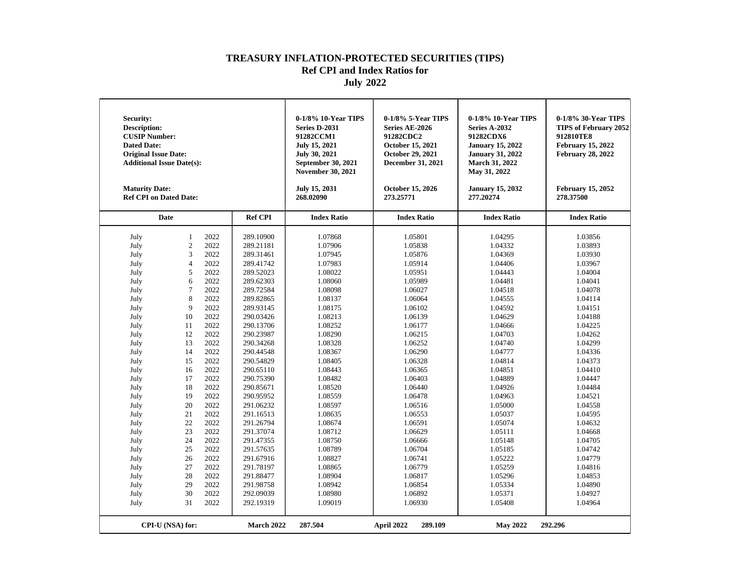# TREASURY INFLATION-PROTECTED SECURITIES (TIPS)
## Ref CPI and Index Ratios for
## July 2022

| Security: | | | | 0-1/8% 10-Year TIPS | 0-1/8% 5-Year TIPS | 0-1/8% 10-Year TIPS | 0-1/8% 30-Year TIPS |
|---|---|---|---|---|---|---|---|
| Description: | | | | Series D-2031 | Series AE-2026 | Series A-2032 | TIPS of February 2052 |
| CUSIP Number: | | | | 91282CCM1 | 91282CDC2 | 91282CDX6 | 912810TE8 |
| Dated Date: | | | | July 15, 2021 | October 15, 2021 | January 15, 2022 | February 15, 2022 |
| Original Issue Date: | | | | July 30, 2021 | October 29, 2021 | January 31, 2022 | February 28, 2022 |
| Additional Issue Date(s): | | | | September 30, 2021 November 30, 2021 | December 31, 2021 | March 31, 2022 May 31, 2022 | |
| Maturity Date: | | | | July 15, 2031 | October 15, 2026 | January 15, 2032 | February 15, 2052 |
| Ref CPI on Dated Date: | | | | 268.02090 | 273.25771 | 277.20274 | 278.37500 |
| **Date** | | | **Ref CPI** | **Index Ratio** | **Index Ratio** | **Index Ratio** | **Index Ratio** |
| July | 1 | 2022 | 289.10900 | 1.07868 | 1.05801 | 1.04295 | 1.03856 |
| July | 2 | 2022 | 289.21181 | 1.07906 | 1.05838 | 1.04332 | 1.03893 |
| July | 3 | 2022 | 289.31461 | 1.07945 | 1.05876 | 1.04369 | 1.03930 |
| July | 4 | 2022 | 289.41742 | 1.07983 | 1.05914 | 1.04406 | 1.03967 |
| July | 5 | 2022 | 289.52023 | 1.08022 | 1.05951 | 1.04443 | 1.04004 |
| July | 6 | 2022 | 289.62303 | 1.08060 | 1.05989 | 1.04481 | 1.04041 |
| July | 7 | 2022 | 289.72584 | 1.08098 | 1.06027 | 1.04518 | 1.04078 |
| July | 8 | 2022 | 289.82865 | 1.08137 | 1.06064 | 1.04555 | 1.04114 |
| July | 9 | 2022 | 289.93145 | 1.08175 | 1.06102 | 1.04592 | 1.04151 |
| July | 10 | 2022 | 290.03426 | 1.08213 | 1.06139 | 1.04629 | 1.04188 |
| July | 11 | 2022 | 290.13706 | 1.08252 | 1.06177 | 1.04666 | 1.04225 |
| July | 12 | 2022 | 290.23987 | 1.08290 | 1.06215 | 1.04703 | 1.04262 |
| July | 13 | 2022 | 290.34268 | 1.08328 | 1.06252 | 1.04740 | 1.04299 |
| July | 14 | 2022 | 290.44548 | 1.08367 | 1.06290 | 1.04777 | 1.04336 |
| July | 15 | 2022 | 290.54829 | 1.08405 | 1.06328 | 1.04814 | 1.04373 |
| July | 16 | 2022 | 290.65110 | 1.08443 | 1.06365 | 1.04851 | 1.04410 |
| July | 17 | 2022 | 290.75390 | 1.08482 | 1.06403 | 1.04889 | 1.04447 |
| July | 18 | 2022 | 290.85671 | 1.08520 | 1.06440 | 1.04926 | 1.04484 |
| July | 19 | 2022 | 290.95952 | 1.08559 | 1.06478 | 1.04963 | 1.04521 |
| July | 20 | 2022 | 291.06232 | 1.08597 | 1.06516 | 1.05000 | 1.04558 |
| July | 21 | 2022 | 291.16513 | 1.08635 | 1.06553 | 1.05037 | 1.04595 |
| July | 22 | 2022 | 291.26794 | 1.08674 | 1.06591 | 1.05074 | 1.04632 |
| July | 23 | 2022 | 291.37074 | 1.08712 | 1.06629 | 1.05111 | 1.04668 |
| July | 24 | 2022 | 291.47355 | 1.08750 | 1.06666 | 1.05148 | 1.04705 |
| July | 25 | 2022 | 291.57635 | 1.08789 | 1.06704 | 1.05185 | 1.04742 |
| July | 26 | 2022 | 291.67916 | 1.08827 | 1.06741 | 1.05222 | 1.04779 |
| July | 27 | 2022 | 291.78197 | 1.08865 | 1.06779 | 1.05259 | 1.04816 |
| July | 28 | 2022 | 291.88477 | 1.08904 | 1.06817 | 1.05296 | 1.04853 |
| July | 29 | 2022 | 291.98758 | 1.08942 | 1.06854 | 1.05334 | 1.04890 |
| July | 30 | 2022 | 292.09039 | 1.08980 | 1.06892 | 1.05371 | 1.04927 |
| July | 31 | 2022 | 292.19319 | 1.09019 | 1.06930 | 1.05408 | 1.04964 |
| **CPI-U (NSA) for:** | | | **March 2022** | **287.504** | **April 2022 289.109** | **May 2022** | **292.296** |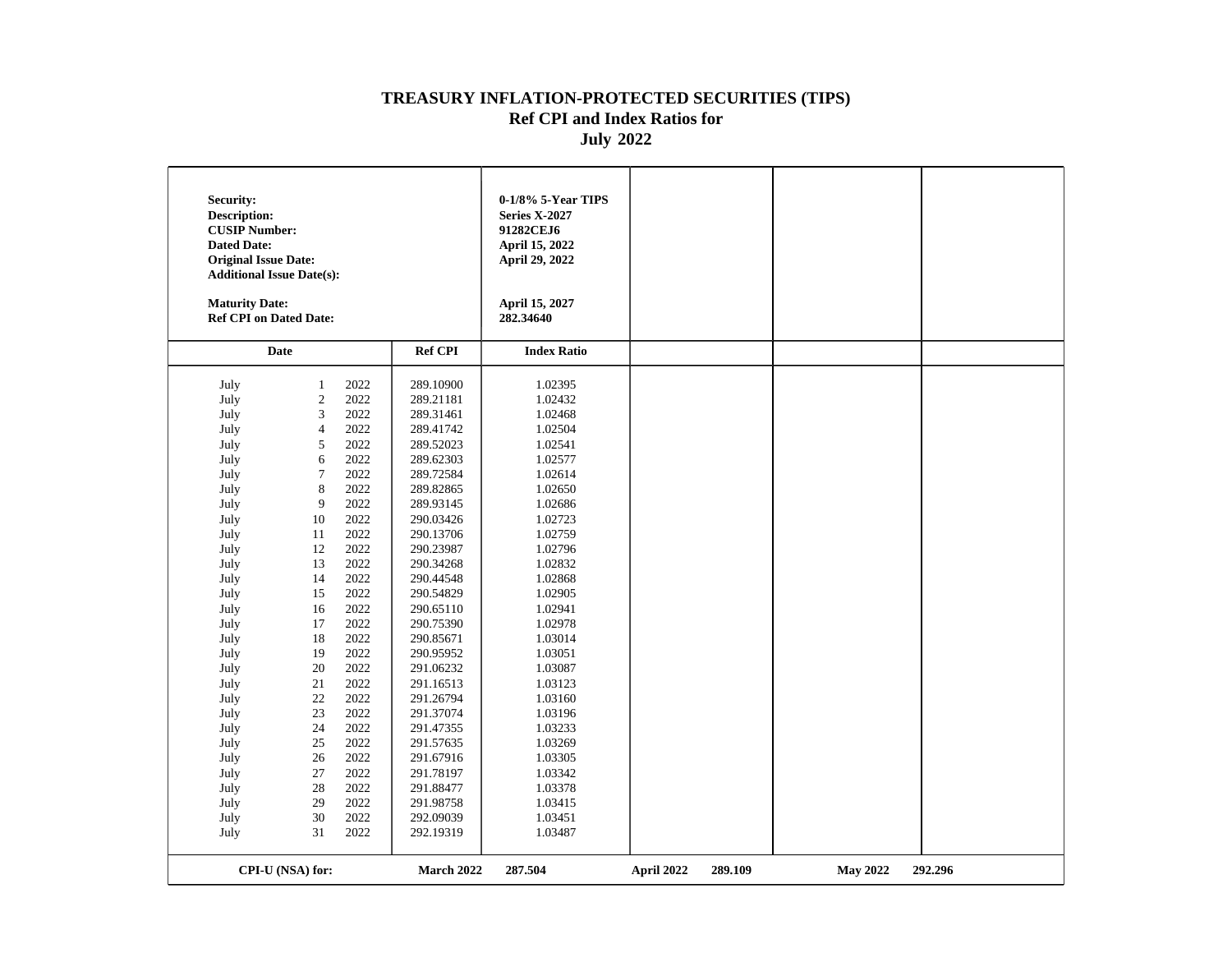# TREASURY INFLATION-PROTECTED SECURITIES (TIPS)
## Ref CPI and Index Ratios for
## July 2022

| | |
|---|---|
| **Security:** | **0-1/8% 5-Year TIPS** |
| **Description:** | **Series X-2027** |
| **CUSIP Number:** | **91282CEJ6** |
| **Dated Date:** | **April 15, 2022** |
| **Original Issue Date:** | **April 29, 2022** |
| **Additional Issue Date(s):** | |
| **Maturity Date:** | **April 15, 2027** |
| **Ref CPI on Dated Date:** | **282.34640** |

| Date | | | Ref CPI | Index Ratio |
|---|---|---|---|---|
| July | 1 | 2022 | 289.10900 | 1.02395 |
| July | 2 | 2022 | 289.21181 | 1.02432 |
| July | 3 | 2022 | 289.31461 | 1.02468 |
| July | 4 | 2022 | 289.41742 | 1.02504 |
| July | 5 | 2022 | 289.52023 | 1.02541 |
| July | 6 | 2022 | 289.62303 | 1.02577 |
| July | 7 | 2022 | 289.72584 | 1.02614 |
| July | 8 | 2022 | 289.82865 | 1.02650 |
| July | 9 | 2022 | 289.93145 | 1.02686 |
| July | 10 | 2022 | 290.03426 | 1.02723 |
| July | 11 | 2022 | 290.13706 | 1.02759 |
| July | 12 | 2022 | 290.23987 | 1.02796 |
| July | 13 | 2022 | 290.34268 | 1.02832 |
| July | 14 | 2022 | 290.44548 | 1.02868 |
| July | 15 | 2022 | 290.54829 | 1.02905 |
| July | 16 | 2022 | 290.65110 | 1.02941 |
| July | 17 | 2022 | 290.75390 | 1.02978 |
| July | 18 | 2022 | 290.85671 | 1.03014 |
| July | 19 | 2022 | 290.95952 | 1.03051 |
| July | 20 | 2022 | 291.06232 | 1.03087 |
| July | 21 | 2022 | 291.16513 | 1.03123 |
| July | 22 | 2022 | 291.26794 | 1.03160 |
| July | 23 | 2022 | 291.37074 | 1.03196 |
| July | 24 | 2022 | 291.47355 | 1.03233 |
| July | 25 | 2022 | 291.57635 | 1.03269 |
| July | 26 | 2022 | 291.67916 | 1.03305 |
| July | 27 | 2022 | 291.78197 | 1.03342 |
| July | 28 | 2022 | 291.88477 | 1.03378 |
| July | 29 | 2022 | 291.98758 | 1.03415 |
| July | 30 | 2022 | 292.09039 | 1.03451 |
| July | 31 | 2022 | 292.19319 | 1.03487 |

| | | | | | |
|---|---|---|---|---|---|
| **CPI-U (NSA) for:** | **March 2022** | **287.504** | **April 2022** | **289.109** | **May 2022** | **292.296** |